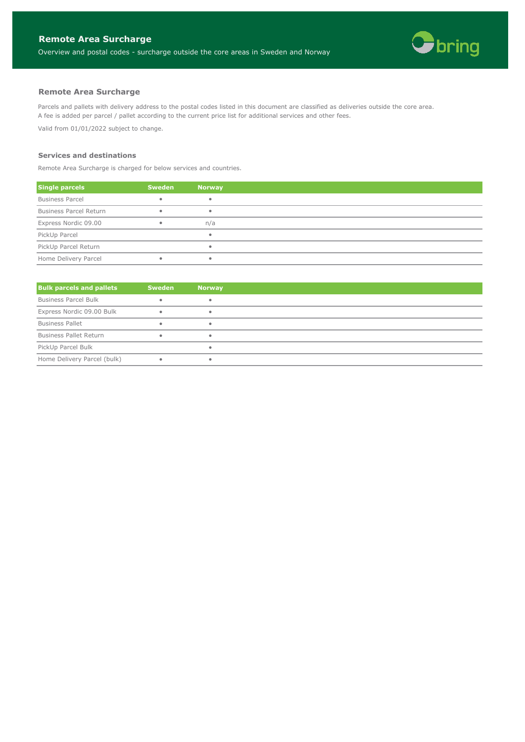# Remote Area Surcharge

Overview and postal codes - surcharge outside the core areas in Sweden and Norway

## Remote Area Surcharge

Parcels and pallets with delivery address to the postal codes listed in this document are classified as deliveries outside the core area.
A fee is added per parcel / pallet according to the current price list for additional services and other fees.

Valid from 01/01/2022 subject to change.

### Services and destinations

Remote Area Surcharge is charged for below services and countries.

| Single parcels | Sweden | Norway |
|---|---|---|
| Business Parcel | • | • |
| Business Parcel Return | • | • |
| Express Nordic 09.00 | • | n/a |
| PickUp Parcel | | • |
| PickUp Parcel Return | | • |
| Home Delivery Parcel | • | • |

| Bulk parcels and pallets | Sweden | Norway |
|---|---|---|
| Business Parcel Bulk | • | • |
| Express Nordic 09.00 Bulk | • | • |
| Business Pallet | • | • |
| Business Pallet Return | • | • |
| PickUp Parcel Bulk | | • |
| Home Delivery Parcel (bulk) | • | • |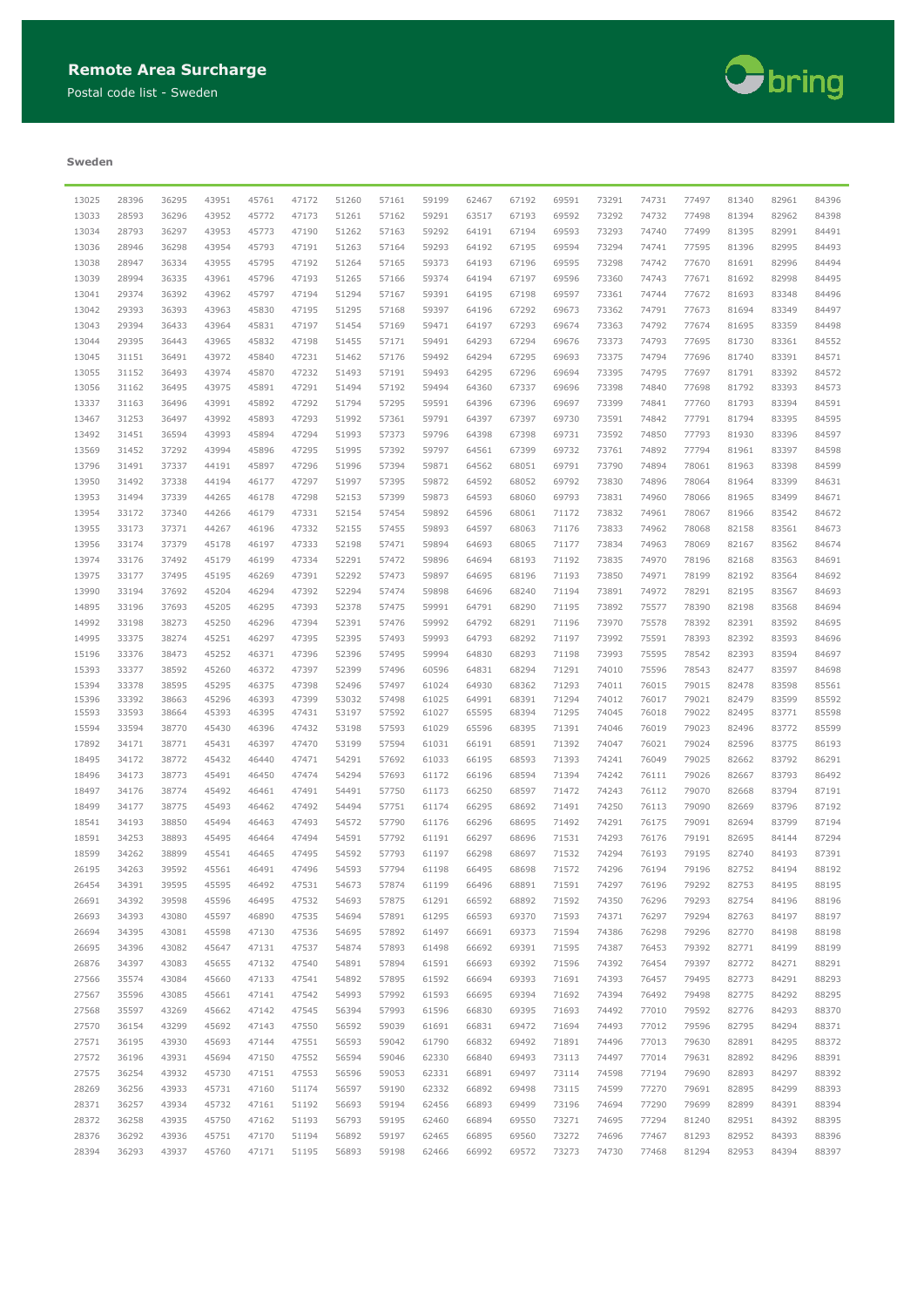# Remote Area Surcharge

Postal code list - Sweden

**Sweden**

| | | | | | | | | | | | | | | | | | |
|---|---|---|---|---|---|---|---|---|---|---|---|---|---|---|---|---|---|
| 13025 | 28396 | 36295 | 43951 | 45761 | 47172 | 51260 | 57161 | 59199 | 62467 | 67192 | 69591 | 73291 | 74731 | 77497 | 81340 | 82961 | 84396 |
| 13033 | 28593 | 36296 | 43952 | 45772 | 47173 | 51261 | 57162 | 59291 | 63517 | 67193 | 69592 | 73292 | 74732 | 77498 | 81394 | 82962 | 84398 |
| 13034 | 28793 | 36297 | 43953 | 45773 | 47190 | 51262 | 57163 | 59292 | 64191 | 67194 | 69593 | 73293 | 74740 | 77499 | 81395 | 82991 | 84491 |
| 13036 | 28946 | 36298 | 43954 | 45793 | 47191 | 51263 | 57164 | 59293 | 64192 | 67195 | 69594 | 73294 | 74741 | 77595 | 81396 | 82995 | 84493 |
| 13038 | 28947 | 36334 | 43955 | 45795 | 47192 | 51264 | 57165 | 59373 | 64193 | 67196 | 69595 | 73298 | 74742 | 77670 | 81691 | 82996 | 84494 |
| 13039 | 28994 | 36335 | 43961 | 45796 | 47193 | 51265 | 57166 | 59374 | 64194 | 67197 | 69596 | 73360 | 74743 | 77671 | 81692 | 82998 | 84495 |
| 13041 | 29374 | 36392 | 43962 | 45797 | 47194 | 51294 | 57167 | 59391 | 64195 | 67198 | 69597 | 73361 | 74744 | 77672 | 81693 | 83348 | 84496 |
| 13042 | 29393 | 36393 | 43963 | 45830 | 47195 | 51295 | 57168 | 59397 | 64196 | 67292 | 69673 | 73362 | 74791 | 77673 | 81694 | 83349 | 84497 |
| 13043 | 29394 | 36433 | 43964 | 45831 | 47197 | 51454 | 57169 | 59471 | 64197 | 67293 | 69674 | 73363 | 74792 | 77674 | 81695 | 83359 | 84498 |
| 13044 | 29395 | 36443 | 43965 | 45832 | 47198 | 51455 | 57171 | 59491 | 64293 | 67294 | 69676 | 73373 | 74793 | 77695 | 81730 | 83361 | 84552 |
| 13045 | 31151 | 36491 | 43972 | 45840 | 47231 | 51462 | 57176 | 59492 | 64294 | 67295 | 69693 | 73375 | 74794 | 77696 | 81740 | 83391 | 84571 |
| 13055 | 31152 | 36493 | 43974 | 45870 | 47232 | 51493 | 57191 | 59493 | 64295 | 67296 | 69694 | 73395 | 74795 | 77697 | 81791 | 83392 | 84572 |
| 13056 | 31162 | 36495 | 43975 | 45891 | 47291 | 51494 | 57192 | 59494 | 64360 | 67337 | 69696 | 73398 | 74840 | 77698 | 81792 | 83393 | 84573 |
| 13337 | 31163 | 36496 | 43991 | 45892 | 47292 | 51794 | 57295 | 59591 | 64396 | 67396 | 69697 | 73399 | 74841 | 77760 | 81793 | 83394 | 84591 |
| 13467 | 31253 | 36497 | 43992 | 45893 | 47293 | 51992 | 57361 | 59791 | 64397 | 67397 | 69730 | 73591 | 74842 | 77791 | 81794 | 83395 | 84595 |
| 13492 | 31451 | 36594 | 43993 | 45894 | 47294 | 51993 | 57373 | 59796 | 64398 | 67398 | 69731 | 73592 | 74850 | 77793 | 81930 | 83396 | 84597 |
| 13569 | 31452 | 37292 | 43994 | 45896 | 47295 | 51995 | 57392 | 59797 | 64561 | 67399 | 69732 | 73761 | 74892 | 77794 | 81961 | 83397 | 84598 |
| 13796 | 31491 | 37337 | 44191 | 45897 | 47296 | 51996 | 57394 | 59871 | 64562 | 68051 | 69791 | 73790 | 74894 | 78061 | 81963 | 83398 | 84599 |
| 13950 | 31492 | 37338 | 44194 | 46177 | 47297 | 51997 | 57395 | 59872 | 64592 | 68052 | 69792 | 73830 | 74896 | 78064 | 81964 | 83399 | 84631 |
| 13953 | 31494 | 37339 | 44265 | 46178 | 47298 | 52153 | 57399 | 59873 | 64593 | 68060 | 69793 | 73831 | 74960 | 78066 | 81965 | 83499 | 84671 |
| 13954 | 33172 | 37340 | 44266 | 46179 | 47331 | 52154 | 57454 | 59892 | 64596 | 68061 | 71172 | 73832 | 74961 | 78067 | 81966 | 83542 | 84672 |
| 13955 | 33173 | 37371 | 44267 | 46196 | 47332 | 52155 | 57455 | 59893 | 64597 | 68063 | 71176 | 73833 | 74962 | 78068 | 82158 | 83561 | 84673 |
| 13956 | 33174 | 37379 | 45178 | 46197 | 47333 | 52198 | 57471 | 59894 | 64693 | 68065 | 71177 | 73834 | 74963 | 78069 | 82167 | 83562 | 84674 |
| 13974 | 33176 | 37492 | 45179 | 46199 | 47334 | 52291 | 57472 | 59896 | 64694 | 68193 | 71192 | 73835 | 74970 | 78196 | 82168 | 83563 | 84691 |
| 13975 | 33177 | 37495 | 45195 | 46269 | 47391 | 52292 | 57473 | 59897 | 64695 | 68196 | 71193 | 73850 | 74971 | 78199 | 82192 | 83564 | 84692 |
| 13990 | 33194 | 37692 | 45204 | 46294 | 47392 | 52294 | 57474 | 59898 | 64696 | 68240 | 71194 | 73891 | 74972 | 78291 | 82195 | 83567 | 84693 |
| 14895 | 33196 | 37693 | 45205 | 46295 | 47393 | 52378 | 57475 | 59991 | 64791 | 68290 | 71195 | 73892 | 75577 | 78390 | 82198 | 83568 | 84694 |
| 14992 | 33198 | 38273 | 45250 | 46296 | 47394 | 52391 | 57476 | 59992 | 64792 | 68291 | 71196 | 73970 | 75578 | 78392 | 82391 | 83592 | 84695 |
| 14995 | 33375 | 38274 | 45251 | 46297 | 47395 | 52395 | 57493 | 59993 | 64793 | 68292 | 71197 | 73992 | 75591 | 78393 | 82392 | 83593 | 84696 |
| 15196 | 33376 | 38473 | 45252 | 46371 | 47396 | 52396 | 57495 | 59994 | 64830 | 68293 | 71198 | 73993 | 75595 | 78542 | 82393 | 83594 | 84697 |
| 15393 | 33377 | 38592 | 45260 | 46372 | 47397 | 52399 | 57496 | 60596 | 64831 | 68294 | 71291 | 74010 | 75596 | 78543 | 82477 | 83597 | 84698 |
| 15394 | 33378 | 38595 | 45295 | 46375 | 47398 | 52496 | 57497 | 61024 | 64930 | 68362 | 71293 | 74011 | 76015 | 79015 | 82478 | 83598 | 85561 |
| 15396 | 33392 | 38663 | 45296 | 46393 | 47399 | 53032 | 57498 | 61025 | 64991 | 68391 | 71294 | 74012 | 76017 | 79021 | 82479 | 83599 | 85592 |
| 15593 | 33593 | 38664 | 45393 | 46395 | 47431 | 53197 | 57592 | 61027 | 65595 | 68394 | 71295 | 74045 | 76018 | 79022 | 82495 | 83771 | 85598 |
| 15594 | 33594 | 38770 | 45430 | 46396 | 47432 | 53198 | 57593 | 61029 | 65596 | 68395 | 71391 | 74046 | 76019 | 79023 | 82496 | 83772 | 85599 |
| 17892 | 34171 | 38771 | 45431 | 46397 | 47470 | 53199 | 57594 | 61031 | 66191 | 68591 | 71392 | 74047 | 76021 | 79024 | 82596 | 83775 | 86193 |
| 18495 | 34172 | 38772 | 45432 | 46440 | 47471 | 54291 | 57692 | 61033 | 66195 | 68593 | 71393 | 74241 | 76049 | 79025 | 82662 | 83792 | 86291 |
| 18496 | 34173 | 38773 | 45491 | 46450 | 47474 | 54294 | 57693 | 61172 | 66196 | 68594 | 71394 | 74242 | 76111 | 79026 | 82667 | 83793 | 86492 |
| 18497 | 34176 | 38774 | 45492 | 46461 | 47491 | 54491 | 57750 | 61173 | 66250 | 68597 | 71472 | 74243 | 76112 | 79070 | 82668 | 83794 | 87191 |
| 18499 | 34177 | 38775 | 45493 | 46462 | 47492 | 54494 | 57751 | 61174 | 66295 | 68692 | 71491 | 74250 | 76113 | 79090 | 82669 | 83796 | 87192 |
| 18541 | 34193 | 38850 | 45494 | 46463 | 47493 | 54572 | 57790 | 61176 | 66296 | 68695 | 71492 | 74291 | 76175 | 79091 | 82694 | 83799 | 87194 |
| 18591 | 34253 | 38893 | 45495 | 46464 | 47494 | 54591 | 57792 | 61191 | 66297 | 68696 | 71531 | 74293 | 76176 | 79191 | 82695 | 84144 | 87294 |
| 18599 | 34262 | 38899 | 45541 | 46465 | 47495 | 54592 | 57793 | 61197 | 66298 | 68697 | 71532 | 74294 | 76193 | 79195 | 82740 | 84193 | 87391 |
| 26195 | 34263 | 39592 | 45561 | 46491 | 47496 | 54593 | 57794 | 61198 | 66495 | 68698 | 71572 | 74296 | 76194 | 79196 | 82752 | 84194 | 88192 |
| 26454 | 34391 | 39595 | 45595 | 46492 | 47531 | 54673 | 57874 | 61199 | 66496 | 68891 | 71591 | 74297 | 76196 | 79292 | 82753 | 84195 | 88195 |
| 26691 | 34392 | 39598 | 45596 | 46495 | 47532 | 54693 | 57875 | 61291 | 66592 | 68892 | 71592 | 74350 | 76296 | 79293 | 82754 | 84196 | 88196 |
| 26693 | 34393 | 43080 | 45597 | 46890 | 47535 | 54694 | 57891 | 61295 | 66593 | 69370 | 71593 | 74371 | 76297 | 79294 | 82763 | 84197 | 88197 |
| 26694 | 34395 | 43081 | 45598 | 47130 | 47536 | 54695 | 57892 | 61497 | 66691 | 69373 | 71594 | 74386 | 76298 | 79296 | 82770 | 84198 | 88198 |
| 26695 | 34396 | 43082 | 45647 | 47131 | 47537 | 54874 | 57893 | 61498 | 66692 | 69391 | 71595 | 74387 | 76453 | 79392 | 82771 | 84199 | 88199 |
| 26876 | 34397 | 43083 | 45655 | 47132 | 47540 | 54891 | 57894 | 61591 | 66693 | 69392 | 71596 | 74392 | 76454 | 79397 | 82772 | 84271 | 88291 |
| 27566 | 35574 | 43084 | 45660 | 47133 | 47541 | 54892 | 57895 | 61592 | 66694 | 69393 | 71691 | 74393 | 76457 | 79495 | 82773 | 84291 | 88293 |
| 27567 | 35596 | 43085 | 45661 | 47141 | 47542 | 54993 | 57992 | 61593 | 66695 | 69394 | 71692 | 74394 | 76492 | 79498 | 82775 | 84292 | 88295 |
| 27568 | 35597 | 43269 | 45662 | 47142 | 47545 | 56394 | 57993 | 61596 | 66830 | 69395 | 71693 | 74492 | 77010 | 79592 | 82776 | 84293 | 88370 |
| 27570 | 36154 | 43299 | 45692 | 47143 | 47550 | 56592 | 59039 | 61691 | 66831 | 69472 | 71694 | 74493 | 77012 | 79596 | 82795 | 84294 | 88371 |
| 27571 | 36195 | 43930 | 45693 | 47144 | 47551 | 56593 | 59042 | 61790 | 66832 | 69492 | 71891 | 74496 | 77013 | 79630 | 82891 | 84295 | 88372 |
| 27572 | 36196 | 43931 | 45694 | 47150 | 47552 | 56594 | 59046 | 62330 | 66840 | 69493 | 73113 | 74497 | 77014 | 79631 | 82892 | 84296 | 88391 |
| 27575 | 36254 | 43932 | 45730 | 47151 | 47553 | 56596 | 59053 | 62331 | 66891 | 69497 | 73114 | 74598 | 77194 | 79690 | 82893 | 84297 | 88392 |
| 28269 | 36256 | 43933 | 45731 | 47160 | 51174 | 56597 | 59190 | 62332 | 66892 | 69498 | 73115 | 74599 | 77270 | 79691 | 82895 | 84299 | 88393 |
| 28371 | 36257 | 43934 | 45732 | 47161 | 51192 | 56693 | 59194 | 62456 | 66893 | 69499 | 73196 | 74694 | 77290 | 79699 | 82899 | 84391 | 88394 |
| 28372 | 36258 | 43935 | 45750 | 47162 | 51193 | 56793 | 59195 | 62460 | 66894 | 69550 | 73271 | 74695 | 77294 | 81240 | 82951 | 84392 | 88395 |
| 28376 | 36292 | 43936 | 45751 | 47170 | 51194 | 56892 | 59197 | 62465 | 66895 | 69560 | 73272 | 74696 | 77467 | 81293 | 82952 | 84393 | 88396 |
| 28394 | 36293 | 43937 | 45760 | 47171 | 51195 | 56893 | 59198 | 62466 | 66992 | 69572 | 73273 | 74730 | 77468 | 81294 | 82953 | 84394 | 88397 |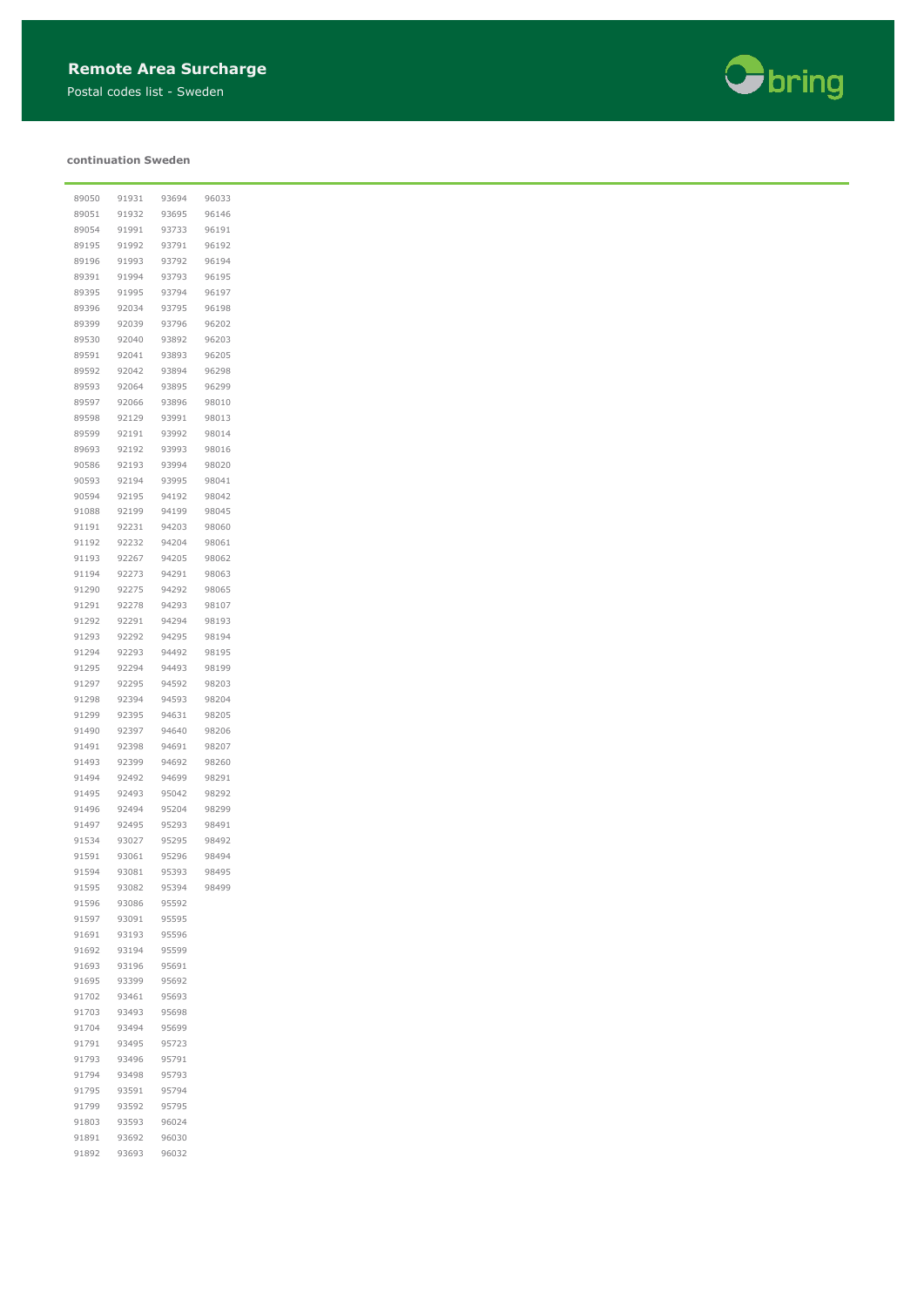# Remote Area Surcharge

Postal codes list - Sweden

**continuation Sweden**

| | | | |
|---|---|---|---|
| 89050 | 91931 | 93694 | 96033 |
| 89051 | 91932 | 93695 | 96146 |
| 89054 | 91991 | 93733 | 96191 |
| 89195 | 91992 | 93791 | 96192 |
| 89196 | 91993 | 93792 | 96194 |
| 89391 | 91994 | 93793 | 96195 |
| 89395 | 91995 | 93794 | 96197 |
| 89396 | 92034 | 93795 | 96198 |
| 89399 | 92039 | 93796 | 96202 |
| 89530 | 92040 | 93892 | 96203 |
| 89591 | 92041 | 93893 | 96205 |
| 89592 | 92042 | 93894 | 96298 |
| 89593 | 92064 | 93895 | 96299 |
| 89597 | 92066 | 93896 | 98010 |
| 89598 | 92129 | 93991 | 98013 |
| 89599 | 92191 | 93992 | 98014 |
| 89693 | 92192 | 93993 | 98016 |
| 90586 | 92193 | 93994 | 98020 |
| 90593 | 92194 | 93995 | 98041 |
| 90594 | 92195 | 94192 | 98042 |
| 91088 | 92199 | 94199 | 98045 |
| 91191 | 92231 | 94203 | 98060 |
| 91192 | 92232 | 94204 | 98061 |
| 91193 | 92267 | 94205 | 98062 |
| 91194 | 92273 | 94291 | 98063 |
| 91290 | 92275 | 94292 | 98065 |
| 91291 | 92278 | 94293 | 98107 |
| 91292 | 92291 | 94294 | 98193 |
| 91293 | 92292 | 94295 | 98194 |
| 91294 | 92293 | 94492 | 98195 |
| 91295 | 92294 | 94493 | 98199 |
| 91297 | 92295 | 94592 | 98203 |
| 91298 | 92394 | 94593 | 98204 |
| 91299 | 92395 | 94631 | 98205 |
| 91490 | 92397 | 94640 | 98206 |
| 91491 | 92398 | 94691 | 98207 |
| 91493 | 92399 | 94692 | 98260 |
| 91494 | 92492 | 94699 | 98291 |
| 91495 | 92493 | 95042 | 98292 |
| 91496 | 92494 | 95204 | 98299 |
| 91497 | 92495 | 95293 | 98491 |
| 91534 | 93027 | 95295 | 98492 |
| 91591 | 93061 | 95296 | 98494 |
| 91594 | 93081 | 95393 | 98495 |
| 91595 | 93082 | 95394 | 98499 |
| 91596 | 93086 | 95592 | |
| 91597 | 93091 | 95595 | |
| 91691 | 93193 | 95596 | |
| 91692 | 93194 | 95599 | |
| 91693 | 93196 | 95691 | |
| 91695 | 93399 | 95692 | |
| 91702 | 93461 | 95693 | |
| 91703 | 93493 | 95698 | |
| 91704 | 93494 | 95699 | |
| 91791 | 93495 | 95723 | |
| 91793 | 93496 | 95791 | |
| 91794 | 93498 | 95793 | |
| 91795 | 93591 | 95794 | |
| 91799 | 93592 | 95795 | |
| 91803 | 93593 | 96024 | |
| 91891 | 93692 | 96030 | |
| 91892 | 93693 | 96032 | |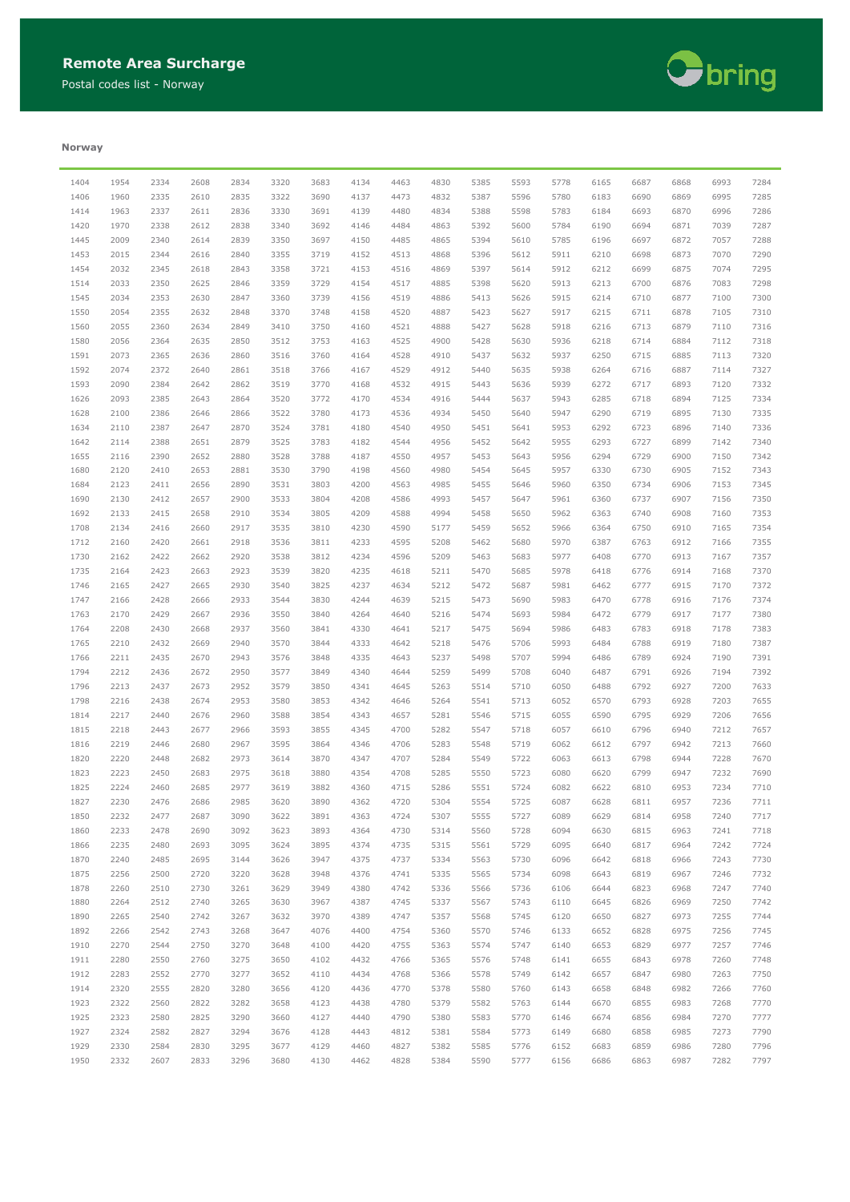# Remote Area Surcharge

Postal codes list - Norway

**Norway**

| | | | | | | | | | | | | | | | | | |
|---|---|---|---|---|---|---|---|---|---|---|---|---|---|---|---|---|---|
| 1404 | 1954 | 2334 | 2608 | 2834 | 3320 | 3683 | 4134 | 4463 | 4830 | 5385 | 5593 | 5778 | 6165 | 6687 | 6868 | 6993 | 7284 |
| 1406 | 1960 | 2335 | 2610 | 2835 | 3322 | 3690 | 4137 | 4473 | 4832 | 5387 | 5596 | 5780 | 6183 | 6690 | 6869 | 6995 | 7285 |
| 1414 | 1963 | 2337 | 2611 | 2836 | 3330 | 3691 | 4139 | 4480 | 4834 | 5388 | 5598 | 5783 | 6184 | 6693 | 6870 | 6996 | 7286 |
| 1420 | 1970 | 2338 | 2612 | 2838 | 3340 | 3692 | 4146 | 4484 | 4863 | 5392 | 5600 | 5784 | 6190 | 6694 | 6871 | 7039 | 7287 |
| 1445 | 2009 | 2340 | 2614 | 2839 | 3350 | 3697 | 4150 | 4485 | 4865 | 5394 | 5610 | 5785 | 6196 | 6697 | 6872 | 7057 | 7288 |
| 1453 | 2015 | 2344 | 2616 | 2840 | 3355 | 3719 | 4152 | 4513 | 4868 | 5396 | 5612 | 5911 | 6210 | 6698 | 6873 | 7070 | 7290 |
| 1454 | 2032 | 2345 | 2618 | 2843 | 3358 | 3721 | 4153 | 4516 | 4869 | 5397 | 5614 | 5912 | 6212 | 6699 | 6875 | 7074 | 7295 |
| 1514 | 2033 | 2350 | 2625 | 2846 | 3359 | 3729 | 4154 | 4517 | 4885 | 5398 | 5620 | 5913 | 6213 | 6700 | 6876 | 7083 | 7298 |
| 1545 | 2034 | 2353 | 2630 | 2847 | 3360 | 3739 | 4156 | 4519 | 4886 | 5413 | 5626 | 5915 | 6214 | 6710 | 6877 | 7100 | 7300 |
| 1550 | 2054 | 2355 | 2632 | 2848 | 3370 | 3748 | 4158 | 4520 | 4887 | 5423 | 5627 | 5917 | 6215 | 6711 | 6878 | 7105 | 7310 |
| 1560 | 2055 | 2360 | 2634 | 2849 | 3410 | 3750 | 4160 | 4521 | 4888 | 5427 | 5628 | 5918 | 6216 | 6713 | 6879 | 7110 | 7316 |
| 1580 | 2056 | 2364 | 2635 | 2850 | 3512 | 3753 | 4163 | 4525 | 4900 | 5428 | 5630 | 5936 | 6218 | 6714 | 6884 | 7112 | 7318 |
| 1591 | 2073 | 2365 | 2636 | 2860 | 3516 | 3760 | 4164 | 4528 | 4910 | 5437 | 5632 | 5937 | 6250 | 6715 | 6885 | 7113 | 7320 |
| 1592 | 2074 | 2372 | 2640 | 2861 | 3518 | 3766 | 4167 | 4529 | 4912 | 5440 | 5635 | 5938 | 6264 | 6716 | 6887 | 7114 | 7327 |
| 1593 | 2090 | 2384 | 2642 | 2862 | 3519 | 3770 | 4168 | 4532 | 4915 | 5443 | 5636 | 5939 | 6272 | 6717 | 6893 | 7120 | 7332 |
| 1626 | 2093 | 2385 | 2643 | 2864 | 3520 | 3772 | 4170 | 4534 | 4916 | 5444 | 5637 | 5943 | 6285 | 6718 | 6894 | 7125 | 7334 |
| 1628 | 2100 | 2386 | 2646 | 2866 | 3522 | 3780 | 4173 | 4536 | 4934 | 5450 | 5640 | 5947 | 6290 | 6719 | 6895 | 7130 | 7335 |
| 1634 | 2110 | 2387 | 2647 | 2870 | 3524 | 3781 | 4180 | 4540 | 4950 | 5451 | 5641 | 5953 | 6292 | 6723 | 6896 | 7140 | 7336 |
| 1642 | 2114 | 2388 | 2651 | 2879 | 3525 | 3783 | 4182 | 4544 | 4956 | 5452 | 5642 | 5955 | 6293 | 6727 | 6899 | 7142 | 7340 |
| 1655 | 2116 | 2390 | 2652 | 2880 | 3528 | 3788 | 4187 | 4550 | 4957 | 5453 | 5643 | 5956 | 6294 | 6729 | 6900 | 7150 | 7342 |
| 1680 | 2120 | 2410 | 2653 | 2881 | 3530 | 3790 | 4198 | 4560 | 4980 | 5454 | 5645 | 5957 | 6330 | 6730 | 6905 | 7152 | 7343 |
| 1684 | 2123 | 2411 | 2656 | 2890 | 3531 | 3803 | 4200 | 4563 | 4985 | 5455 | 5646 | 5960 | 6350 | 6734 | 6906 | 7153 | 7345 |
| 1690 | 2130 | 2412 | 2657 | 2900 | 3533 | 3804 | 4208 | 4586 | 4993 | 5457 | 5647 | 5961 | 6360 | 6737 | 6907 | 7156 | 7350 |
| 1692 | 2133 | 2415 | 2658 | 2910 | 3534 | 3805 | 4209 | 4588 | 4994 | 5458 | 5650 | 5962 | 6363 | 6740 | 6908 | 7160 | 7353 |
| 1708 | 2134 | 2416 | 2660 | 2917 | 3535 | 3810 | 4230 | 4590 | 5177 | 5459 | 5652 | 5966 | 6364 | 6750 | 6910 | 7165 | 7354 |
| 1712 | 2160 | 2420 | 2661 | 2918 | 3536 | 3811 | 4233 | 4595 | 5208 | 5462 | 5680 | 5970 | 6387 | 6763 | 6912 | 7166 | 7355 |
| 1730 | 2162 | 2422 | 2662 | 2920 | 3538 | 3812 | 4234 | 4596 | 5209 | 5463 | 5683 | 5977 | 6408 | 6770 | 6913 | 7167 | 7357 |
| 1735 | 2164 | 2423 | 2663 | 2923 | 3539 | 3820 | 4235 | 4618 | 5211 | 5470 | 5685 | 5978 | 6418 | 6776 | 6914 | 7168 | 7370 |
| 1746 | 2165 | 2427 | 2665 | 2930 | 3540 | 3825 | 4237 | 4634 | 5212 | 5472 | 5687 | 5981 | 6462 | 6777 | 6915 | 7170 | 7372 |
| 1747 | 2166 | 2428 | 2666 | 2933 | 3544 | 3830 | 4244 | 4639 | 5215 | 5473 | 5690 | 5983 | 6470 | 6778 | 6916 | 7176 | 7374 |
| 1763 | 2170 | 2429 | 2667 | 2936 | 3550 | 3840 | 4264 | 4640 | 5216 | 5474 | 5693 | 5984 | 6472 | 6779 | 6917 | 7177 | 7380 |
| 1764 | 2208 | 2430 | 2668 | 2937 | 3560 | 3841 | 4330 | 4641 | 5217 | 5475 | 5694 | 5986 | 6483 | 6783 | 6918 | 7178 | 7383 |
| 1765 | 2210 | 2432 | 2669 | 2940 | 3570 | 3844 | 4333 | 4642 | 5218 | 5476 | 5706 | 5993 | 6484 | 6788 | 6919 | 7180 | 7387 |
| 1766 | 2211 | 2435 | 2670 | 2943 | 3576 | 3848 | 4335 | 4643 | 5237 | 5498 | 5707 | 5994 | 6486 | 6789 | 6924 | 7190 | 7391 |
| 1794 | 2212 | 2436 | 2672 | 2950 | 3577 | 3849 | 4340 | 4644 | 5259 | 5499 | 5708 | 6040 | 6487 | 6791 | 6926 | 7194 | 7392 |
| 1796 | 2213 | 2437 | 2673 | 2952 | 3579 | 3850 | 4341 | 4645 | 5263 | 5514 | 5710 | 6050 | 6488 | 6792 | 6927 | 7200 | 7633 |
| 1798 | 2216 | 2438 | 2674 | 2953 | 3580 | 3853 | 4342 | 4646 | 5264 | 5541 | 5713 | 6052 | 6570 | 6793 | 6928 | 7203 | 7655 |
| 1814 | 2217 | 2440 | 2676 | 2960 | 3588 | 3854 | 4343 | 4657 | 5281 | 5546 | 5715 | 6055 | 6590 | 6795 | 6929 | 7206 | 7656 |
| 1815 | 2218 | 2443 | 2677 | 2966 | 3593 | 3855 | 4345 | 4700 | 5282 | 5547 | 5718 | 6057 | 6610 | 6796 | 6940 | 7212 | 7657 |
| 1816 | 2219 | 2446 | 2680 | 2967 | 3595 | 3864 | 4346 | 4706 | 5283 | 5548 | 5719 | 6062 | 6612 | 6797 | 6942 | 7213 | 7660 |
| 1820 | 2220 | 2448 | 2682 | 2973 | 3614 | 3870 | 4347 | 4707 | 5284 | 5549 | 5722 | 6063 | 6613 | 6798 | 6944 | 7228 | 7670 |
| 1823 | 2223 | 2450 | 2683 | 2975 | 3618 | 3880 | 4354 | 4708 | 5285 | 5550 | 5723 | 6080 | 6620 | 6799 | 6947 | 7232 | 7690 |
| 1825 | 2224 | 2460 | 2685 | 2977 | 3619 | 3882 | 4360 | 4715 | 5286 | 5551 | 5724 | 6082 | 6622 | 6810 | 6953 | 7234 | 7710 |
| 1827 | 2230 | 2476 | 2686 | 2985 | 3620 | 3890 | 4362 | 4720 | 5304 | 5554 | 5725 | 6087 | 6628 | 6811 | 6957 | 7236 | 7711 |
| 1850 | 2232 | 2477 | 2687 | 3090 | 3622 | 3891 | 4363 | 4724 | 5307 | 5555 | 5727 | 6089 | 6629 | 6814 | 6958 | 7240 | 7717 |
| 1860 | 2233 | 2478 | 2690 | 3092 | 3623 | 3893 | 4364 | 4730 | 5314 | 5560 | 5728 | 6094 | 6630 | 6815 | 6963 | 7241 | 7718 |
| 1866 | 2235 | 2480 | 2693 | 3095 | 3624 | 3895 | 4374 | 4735 | 5315 | 5561 | 5729 | 6095 | 6640 | 6817 | 6964 | 7242 | 7724 |
| 1870 | 2240 | 2485 | 2695 | 3144 | 3626 | 3947 | 4375 | 4737 | 5334 | 5563 | 5730 | 6096 | 6642 | 6818 | 6966 | 7243 | 7730 |
| 1875 | 2256 | 2500 | 2720 | 3220 | 3628 | 3948 | 4376 | 4741 | 5335 | 5565 | 5734 | 6098 | 6643 | 6819 | 6967 | 7246 | 7732 |
| 1878 | 2260 | 2510 | 2730 | 3261 | 3629 | 3949 | 4380 | 4742 | 5336 | 5566 | 5736 | 6106 | 6644 | 6823 | 6968 | 7247 | 7740 |
| 1880 | 2264 | 2512 | 2740 | 3265 | 3630 | 3967 | 4387 | 4745 | 5337 | 5567 | 5743 | 6110 | 6645 | 6826 | 6969 | 7250 | 7742 |
| 1890 | 2265 | 2540 | 2742 | 3267 | 3632 | 3970 | 4389 | 4747 | 5357 | 5568 | 5745 | 6120 | 6650 | 6827 | 6973 | 7255 | 7744 |
| 1892 | 2266 | 2542 | 2743 | 3268 | 3647 | 4076 | 4400 | 4754 | 5360 | 5570 | 5746 | 6133 | 6652 | 6828 | 6975 | 7256 | 7745 |
| 1910 | 2270 | 2544 | 2750 | 3270 | 3648 | 4100 | 4420 | 4755 | 5363 | 5574 | 5747 | 6140 | 6653 | 6829 | 6977 | 7257 | 7746 |
| 1911 | 2280 | 2550 | 2760 | 3275 | 3650 | 4102 | 4432 | 4766 | 5365 | 5576 | 5748 | 6141 | 6655 | 6843 | 6978 | 7260 | 7748 |
| 1912 | 2283 | 2552 | 2770 | 3277 | 3652 | 4110 | 4434 | 4768 | 5366 | 5578 | 5749 | 6142 | 6657 | 6847 | 6980 | 7263 | 7750 |
| 1914 | 2320 | 2555 | 2820 | 3280 | 3656 | 4120 | 4436 | 4770 | 5378 | 5580 | 5760 | 6143 | 6658 | 6848 | 6982 | 7266 | 7760 |
| 1923 | 2322 | 2560 | 2822 | 3282 | 3658 | 4123 | 4438 | 4780 | 5379 | 5582 | 5763 | 6144 | 6670 | 6855 | 6983 | 7268 | 7770 |
| 1925 | 2323 | 2580 | 2825 | 3290 | 3660 | 4127 | 4440 | 4790 | 5380 | 5583 | 5770 | 6146 | 6674 | 6856 | 6984 | 7270 | 7777 |
| 1927 | 2324 | 2582 | 2827 | 3294 | 3676 | 4128 | 4443 | 4812 | 5381 | 5584 | 5773 | 6149 | 6680 | 6858 | 6985 | 7273 | 7790 |
| 1929 | 2330 | 2584 | 2830 | 3295 | 3677 | 4129 | 4460 | 4827 | 5382 | 5585 | 5776 | 6152 | 6683 | 6859 | 6986 | 7280 | 7796 |
| 1950 | 2332 | 2607 | 2833 | 3296 | 3680 | 4130 | 4462 | 4828 | 5384 | 5590 | 5777 | 6156 | 6686 | 6863 | 6987 | 7282 | 7797 |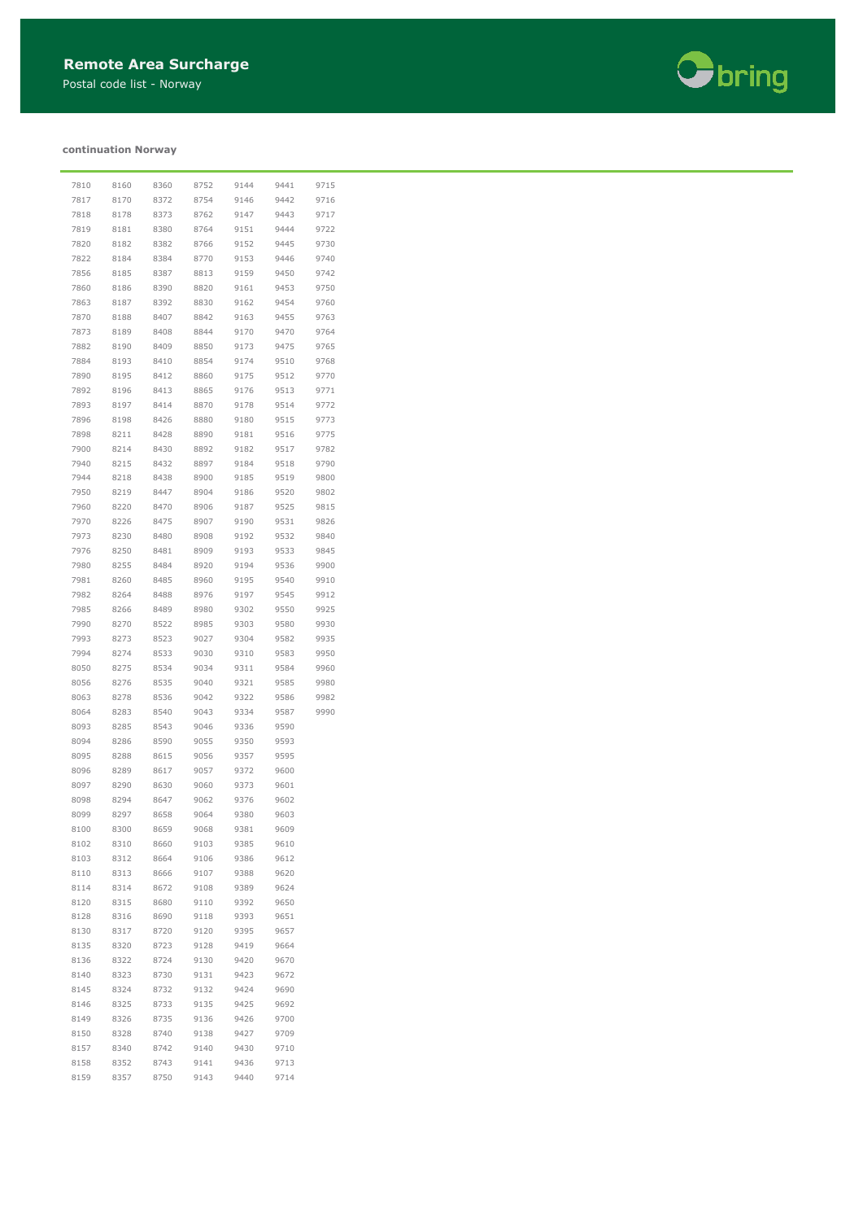# Remote Area Surcharge

Postal code list - Norway

**continuation Norway**

| | | | | | | |
|---|---|---|---|---|---|---|
| 7810 | 8160 | 8360 | 8752 | 9144 | 9441 | 9715 |
| 7817 | 8170 | 8372 | 8754 | 9146 | 9442 | 9716 |
| 7818 | 8178 | 8373 | 8762 | 9147 | 9443 | 9717 |
| 7819 | 8181 | 8380 | 8764 | 9151 | 9444 | 9722 |
| 7820 | 8182 | 8382 | 8766 | 9152 | 9445 | 9730 |
| 7822 | 8184 | 8384 | 8770 | 9153 | 9446 | 9740 |
| 7856 | 8185 | 8387 | 8813 | 9159 | 9450 | 9742 |
| 7860 | 8186 | 8390 | 8820 | 9161 | 9453 | 9750 |
| 7863 | 8187 | 8392 | 8830 | 9162 | 9454 | 9760 |
| 7870 | 8188 | 8407 | 8842 | 9163 | 9455 | 9763 |
| 7873 | 8189 | 8408 | 8844 | 9170 | 9470 | 9764 |
| 7882 | 8190 | 8409 | 8850 | 9173 | 9475 | 9765 |
| 7884 | 8193 | 8410 | 8854 | 9174 | 9510 | 9768 |
| 7890 | 8195 | 8412 | 8860 | 9175 | 9512 | 9770 |
| 7892 | 8196 | 8413 | 8865 | 9176 | 9513 | 9771 |
| 7893 | 8197 | 8414 | 8870 | 9178 | 9514 | 9772 |
| 7896 | 8198 | 8426 | 8880 | 9180 | 9515 | 9773 |
| 7898 | 8211 | 8428 | 8890 | 9181 | 9516 | 9775 |
| 7900 | 8214 | 8430 | 8892 | 9182 | 9517 | 9782 |
| 7940 | 8215 | 8432 | 8897 | 9184 | 9518 | 9790 |
| 7944 | 8218 | 8438 | 8900 | 9185 | 9519 | 9800 |
| 7950 | 8219 | 8447 | 8904 | 9186 | 9520 | 9802 |
| 7960 | 8220 | 8470 | 8906 | 9187 | 9525 | 9815 |
| 7970 | 8226 | 8475 | 8907 | 9190 | 9531 | 9826 |
| 7973 | 8230 | 8480 | 8908 | 9192 | 9532 | 9840 |
| 7976 | 8250 | 8481 | 8909 | 9193 | 9533 | 9845 |
| 7980 | 8255 | 8484 | 8920 | 9194 | 9536 | 9900 |
| 7981 | 8260 | 8485 | 8960 | 9195 | 9540 | 9910 |
| 7982 | 8264 | 8488 | 8976 | 9197 | 9545 | 9912 |
| 7985 | 8266 | 8489 | 8980 | 9302 | 9550 | 9925 |
| 7990 | 8270 | 8522 | 8985 | 9303 | 9580 | 9930 |
| 7993 | 8273 | 8523 | 9027 | 9304 | 9582 | 9935 |
| 7994 | 8274 | 8533 | 9030 | 9310 | 9583 | 9950 |
| 8050 | 8275 | 8534 | 9034 | 9311 | 9584 | 9960 |
| 8056 | 8276 | 8535 | 9040 | 9321 | 9585 | 9980 |
| 8063 | 8278 | 8536 | 9042 | 9322 | 9586 | 9982 |
| 8064 | 8283 | 8540 | 9043 | 9334 | 9587 | 9990 |
| 8093 | 8285 | 8543 | 9046 | 9336 | 9590 | |
| 8094 | 8286 | 8590 | 9055 | 9350 | 9593 | |
| 8095 | 8288 | 8615 | 9056 | 9357 | 9595 | |
| 8096 | 8289 | 8617 | 9057 | 9372 | 9600 | |
| 8097 | 8290 | 8630 | 9060 | 9373 | 9601 | |
| 8098 | 8294 | 8647 | 9062 | 9376 | 9602 | |
| 8099 | 8297 | 8658 | 9064 | 9380 | 9603 | |
| 8100 | 8300 | 8659 | 9068 | 9381 | 9609 | |
| 8102 | 8310 | 8660 | 9103 | 9385 | 9610 | |
| 8103 | 8312 | 8664 | 9106 | 9386 | 9612 | |
| 8110 | 8313 | 8666 | 9107 | 9388 | 9620 | |
| 8114 | 8314 | 8672 | 9108 | 9389 | 9624 | |
| 8120 | 8315 | 8680 | 9110 | 9392 | 9650 | |
| 8128 | 8316 | 8690 | 9118 | 9393 | 9651 | |
| 8130 | 8317 | 8720 | 9120 | 9395 | 9657 | |
| 8135 | 8320 | 8723 | 9128 | 9419 | 9664 | |
| 8136 | 8322 | 8724 | 9130 | 9420 | 9670 | |
| 8140 | 8323 | 8730 | 9131 | 9423 | 9672 | |
| 8145 | 8324 | 8732 | 9132 | 9424 | 9690 | |
| 8146 | 8325 | 8733 | 9135 | 9425 | 9692 | |
| 8149 | 8326 | 8735 | 9136 | 9426 | 9700 | |
| 8150 | 8328 | 8740 | 9138 | 9427 | 9709 | |
| 8157 | 8340 | 8742 | 9140 | 9430 | 9710 | |
| 8158 | 8352 | 8743 | 9141 | 9436 | 9713 | |
| 8159 | 8357 | 8750 | 9143 | 9440 | 9714 | |